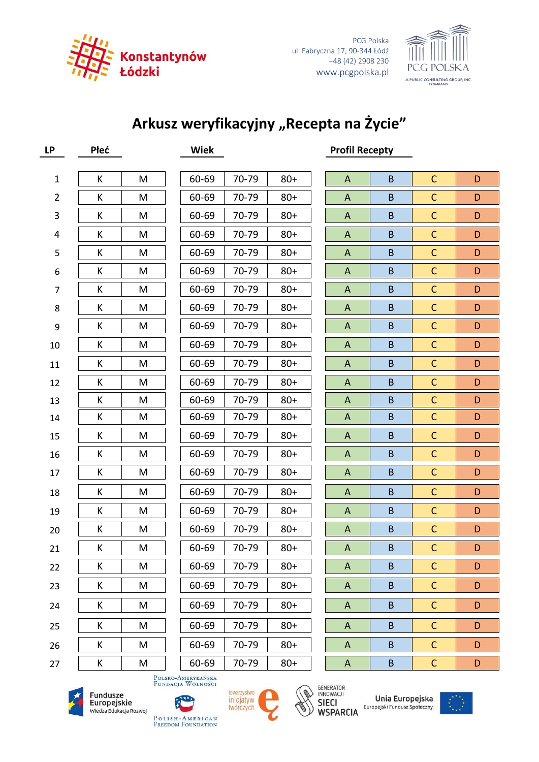Konstantynów Łódzki

PCG Polska
ul. Fabryczna 17, 90-344 Łódź
+48 (42) 2908 230
www.pcgpolska.pl

PCG POLSKA
A PUBLIC CONSULTING GROUP, INC. COMPANY

# Arkusz weryfikacyjny „Recepta na Życie"

| LP | Płeć | | Wiek | | | Profil Recepty | | | |
|---|---|---|---|---|---|---|---|---|---|
| 1 | K | M | 60-69 | 70-79 | 80+ | A | B | C | D |
| 2 | K | M | 60-69 | 70-79 | 80+ | A | B | C | D |
| 3 | K | M | 60-69 | 70-79 | 80+ | A | B | C | D |
| 4 | K | M | 60-69 | 70-79 | 80+ | A | B | C | D |
| 5 | K | M | 60-69 | 70-79 | 80+ | A | B | C | D |
| 6 | K | M | 60-69 | 70-79 | 80+ | A | B | C | D |
| 7 | K | M | 60-69 | 70-79 | 80+ | A | B | C | D |
| 8 | K | M | 60-69 | 70-79 | 80+ | A | B | C | D |
| 9 | K | M | 60-69 | 70-79 | 80+ | A | B | C | D |
| 10 | K | M | 60-69 | 70-79 | 80+ | A | B | C | D |
| 11 | K | M | 60-69 | 70-79 | 80+ | A | B | C | D |
| 12 | K | M | 60-69 | 70-79 | 80+ | A | B | C | D |
| 13 | K | M | 60-69 | 70-79 | 80+ | A | B | C | D |
| 14 | K | M | 60-69 | 70-79 | 80+ | A | B | C | D |
| 15 | K | M | 60-69 | 70-79 | 80+ | A | B | C | D |
| 16 | K | M | 60-69 | 70-79 | 80+ | A | B | C | D |
| 17 | K | M | 60-69 | 70-79 | 80+ | A | B | C | D |
| 18 | K | M | 60-69 | 70-79 | 80+ | A | B | C | D |
| 19 | K | M | 60-69 | 70-79 | 80+ | A | B | C | D |
| 20 | K | M | 60-69 | 70-79 | 80+ | A | B | C | D |
| 21 | K | M | 60-69 | 70-79 | 80+ | A | B | C | D |
| 22 | K | M | 60-69 | 70-79 | 80+ | A | B | C | D |
| 23 | K | M | 60-69 | 70-79 | 80+ | A | B | C | D |
| 24 | K | M | 60-69 | 70-79 | 80+ | A | B | C | D |
| 25 | K | M | 60-69 | 70-79 | 80+ | A | B | C | D |
| 26 | K | M | 60-69 | 70-79 | 80+ | A | B | C | D |
| 27 | K | M | 60-69 | 70-79 | 80+ | A | B | C | D |

Fundusze Europejskie Wiedza Edukacja Rozwój | Polsko-Amerykańska Fundacja Wolności / Polish-American Freedom Foundation | towarzystwo inicjatyw twórczych ę | Generator Innowacji Sieci Wsparcia | Unia Europejska Europejski Fundusz Społeczny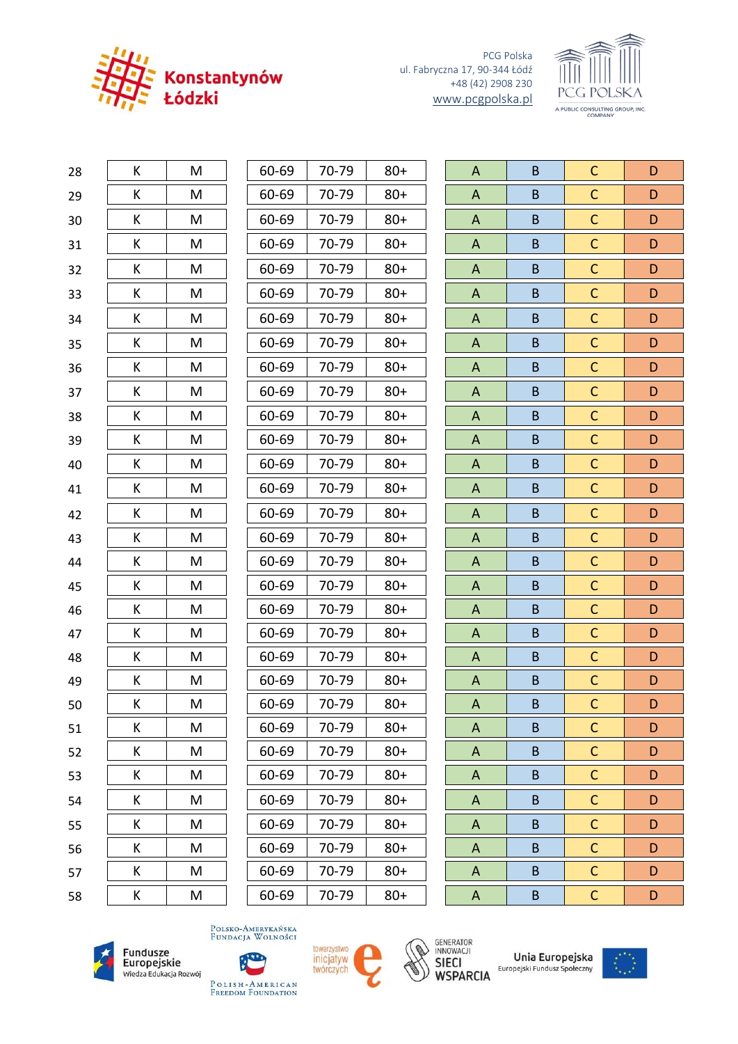PCG Polska
ul. Fabryczna 17, 90-344 Łódź
+48 (42) 2908 230
www.pcgpolska.pl

| | | | | | | | | | |
|---|---|---|---|---|---|---|---|---|---|
| 28 | K | M | 60-69 | 70-79 | 80+ | A | B | C | D |
| 29 | K | M | 60-69 | 70-79 | 80+ | A | B | C | D |
| 30 | K | M | 60-69 | 70-79 | 80+ | A | B | C | D |
| 31 | K | M | 60-69 | 70-79 | 80+ | A | B | C | D |
| 32 | K | M | 60-69 | 70-79 | 80+ | A | B | C | D |
| 33 | K | M | 60-69 | 70-79 | 80+ | A | B | C | D |
| 34 | K | M | 60-69 | 70-79 | 80+ | A | B | C | D |
| 35 | K | M | 60-69 | 70-79 | 80+ | A | B | C | D |
| 36 | K | M | 60-69 | 70-79 | 80+ | A | B | C | D |
| 37 | K | M | 60-69 | 70-79 | 80+ | A | B | C | D |
| 38 | K | M | 60-69 | 70-79 | 80+ | A | B | C | D |
| 39 | K | M | 60-69 | 70-79 | 80+ | A | B | C | D |
| 40 | K | M | 60-69 | 70-79 | 80+ | A | B | C | D |
| 41 | K | M | 60-69 | 70-79 | 80+ | A | B | C | D |
| 42 | K | M | 60-69 | 70-79 | 80+ | A | B | C | D |
| 43 | K | M | 60-69 | 70-79 | 80+ | A | B | C | D |
| 44 | K | M | 60-69 | 70-79 | 80+ | A | B | C | D |
| 45 | K | M | 60-69 | 70-79 | 80+ | A | B | C | D |
| 46 | K | M | 60-69 | 70-79 | 80+ | A | B | C | D |
| 47 | K | M | 60-69 | 70-79 | 80+ | A | B | C | D |
| 48 | K | M | 60-69 | 70-79 | 80+ | A | B | C | D |
| 49 | K | M | 60-69 | 70-79 | 80+ | A | B | C | D |
| 50 | K | M | 60-69 | 70-79 | 80+ | A | B | C | D |
| 51 | K | M | 60-69 | 70-79 | 80+ | A | B | C | D |
| 52 | K | M | 60-69 | 70-79 | 80+ | A | B | C | D |
| 53 | K | M | 60-69 | 70-79 | 80+ | A | B | C | D |
| 54 | K | M | 60-69 | 70-79 | 80+ | A | B | C | D |
| 55 | K | M | 60-69 | 70-79 | 80+ | A | B | C | D |
| 56 | K | M | 60-69 | 70-79 | 80+ | A | B | C | D |
| 57 | K | M | 60-69 | 70-79 | 80+ | A | B | C | D |
| 58 | K | M | 60-69 | 70-79 | 80+ | A | B | C | D |